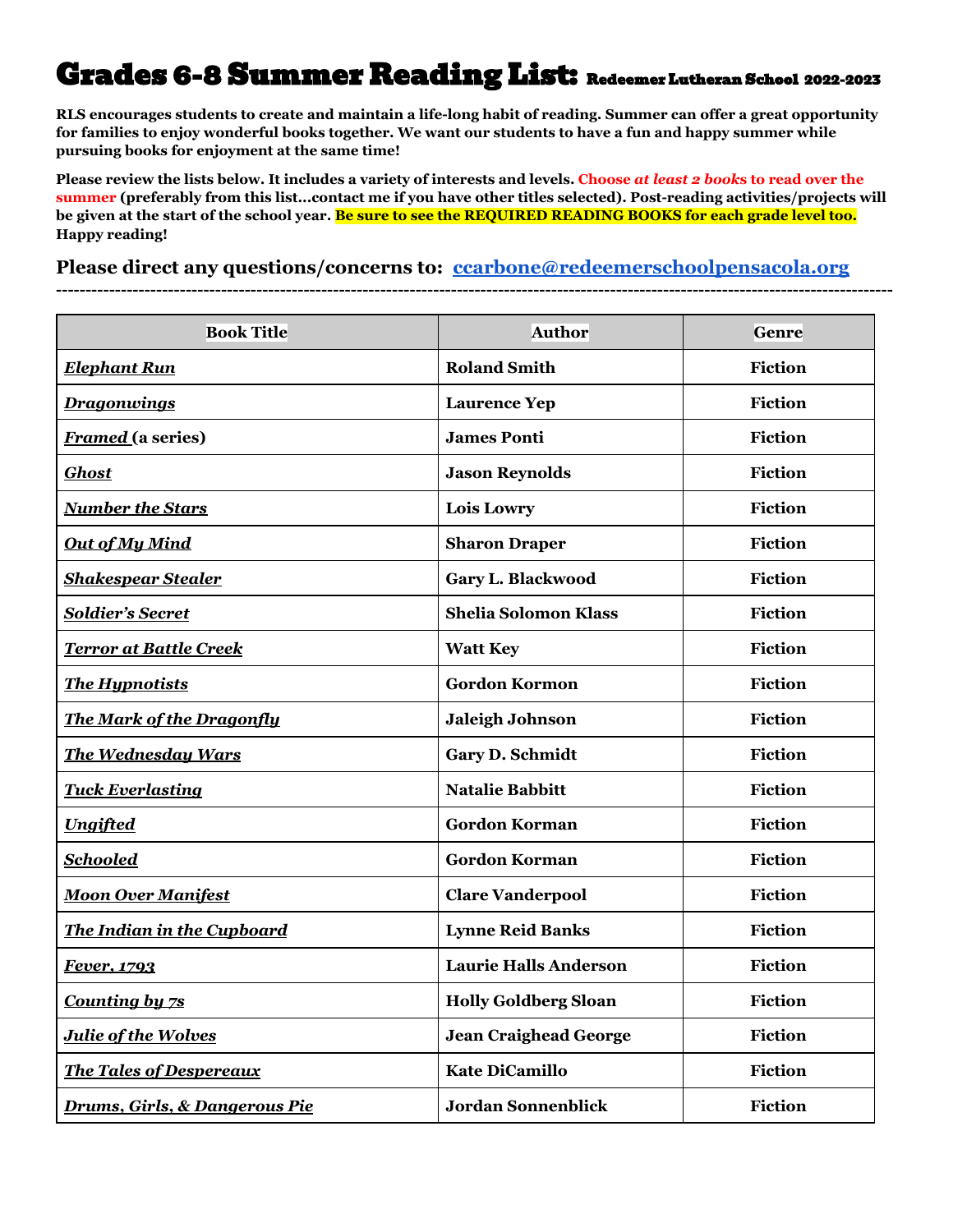# Grades 6-8 Summer Reading List: Redeemer Lutheran School 2022-2023

**RLS encourages students to create and maintain a life-long habit of reading. Summer can offer a great opportunity for families to enjoy wonderful books together. We want our students to have a fun and happy summer while pursuing books for enjoyment at the same time!**

**Please review the lists below. It includes a variety of interests and levels. Choose *at least 2 books* to read over the summer (preferably from this list…contact me if you have other titles selected). Post-reading activities/projects will be given at the start of the school year. Be sure to see the REQUIRED READING BOOKS for each grade level too. Happy reading!**

## Please direct any questions/concerns to: ccarbone@redeemerschoolpensacola.org

---

| Book Title | Author | Genre |
|---|---|---|
| ***Elephant Run*** | **Roland Smith** | **Fiction** |
| ***Dragonwings*** | **Laurence Yep** | **Fiction** |
| ***Framed* (a series)** | **James Ponti** | **Fiction** |
| ***Ghost*** | **Jason Reynolds** | **Fiction** |
| ***Number the Stars*** | **Lois Lowry** | **Fiction** |
| ***Out of My Mind*** | **Sharon Draper** | **Fiction** |
| ***Shakespear Stealer*** | **Gary L. Blackwood** | **Fiction** |
| ***Soldier's Secret*** | **Shelia Solomon Klass** | **Fiction** |
| ***Terror at Battle Creek*** | **Watt Key** | **Fiction** |
| ***The Hypnotists*** | **Gordon Kormon** | **Fiction** |
| ***The Mark of the Dragonfly*** | **Jaleigh Johnson** | **Fiction** |
| ***The Wednesday Wars*** | **Gary D. Schmidt** | **Fiction** |
| ***Tuck Everlasting*** | **Natalie Babbitt** | **Fiction** |
| ***Ungifted*** | **Gordon Korman** | **Fiction** |
| ***Schooled*** | **Gordon Korman** | **Fiction** |
| ***Moon Over Manifest*** | **Clare Vanderpool** | **Fiction** |
| ***The Indian in the Cupboard*** | **Lynne Reid Banks** | **Fiction** |
| ***Fever, 1793*** | **Laurie Halls Anderson** | **Fiction** |
| ***Counting by 7s*** | **Holly Goldberg Sloan** | **Fiction** |
| ***Julie of the Wolves*** | **Jean Craighead George** | **Fiction** |
| ***The Tales of Despereaux*** | **Kate DiCamillo** | **Fiction** |
| ***Drums, Girls, & Dangerous Pie*** | **Jordan Sonnenblick** | **Fiction** |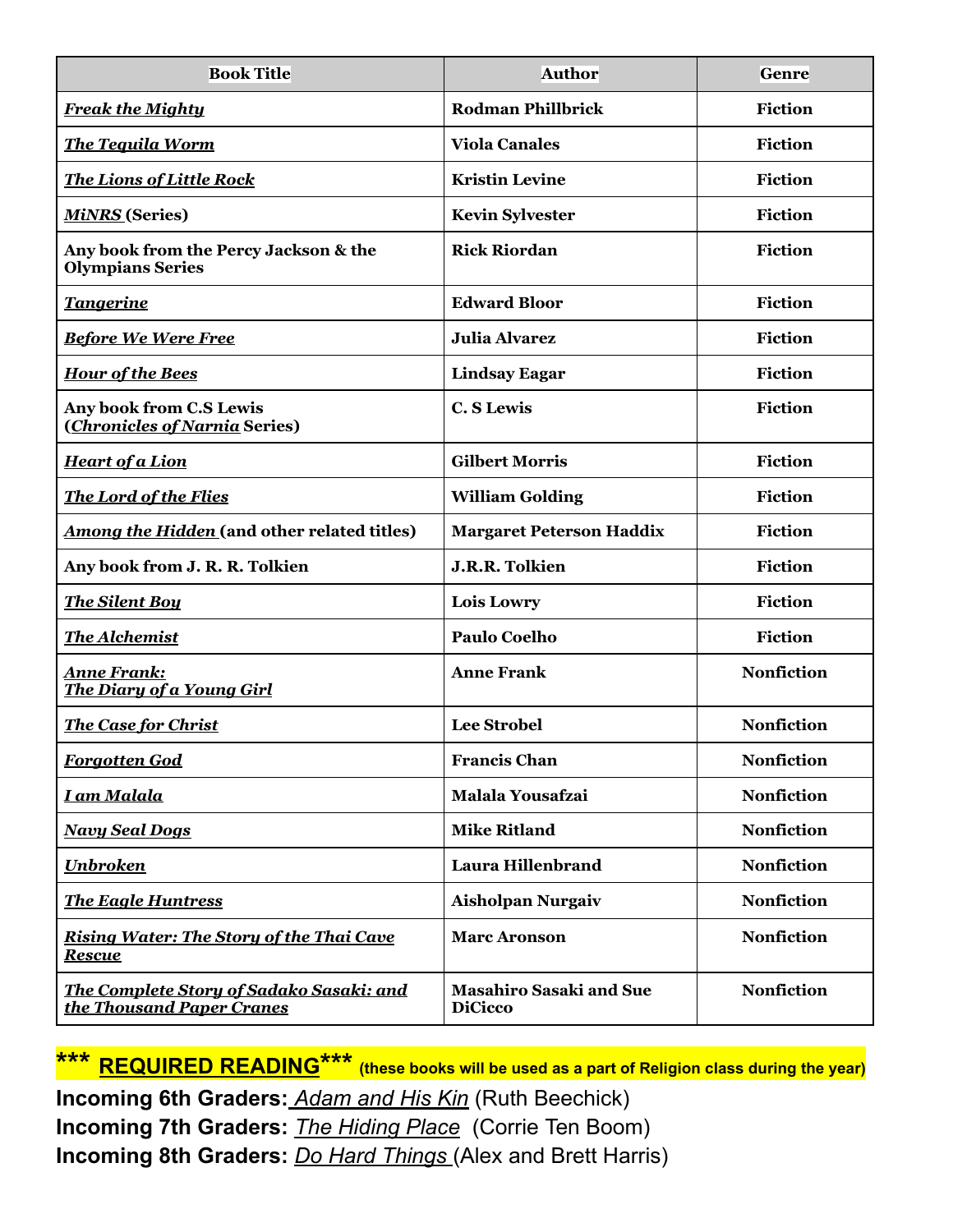| Book Title | Author | Genre |
|---|---|---|
| ***Freak the Mighty*** | **Rodman Phillbrick** | **Fiction** |
| ***The Tequila Worm*** | **Viola Canales** | **Fiction** |
| ***The Lions of Little Rock*** | **Kristin Levine** | **Fiction** |
| ***MiNRS*** **(Series)** | **Kevin Sylvester** | **Fiction** |
| **Any book from the Percy Jackson & the Olympians Series** | **Rick Riordan** | **Fiction** |
| ***Tangerine*** | **Edward Bloor** | **Fiction** |
| ***Before We Were Free*** | **Julia Alvarez** | **Fiction** |
| ***Hour of the Bees*** | **Lindsay Eagar** | **Fiction** |
| **Any book from C.S Lewis (*Chronicles of Narnia* Series)** | **C. S Lewis** | **Fiction** |
| ***Heart of a Lion*** | **Gilbert Morris** | **Fiction** |
| ***The Lord of the Flies*** | **William Golding** | **Fiction** |
| ***Among the Hidden*** **(and other related titles)** | **Margaret Peterson Haddix** | **Fiction** |
| **Any book from J. R. R. Tolkien** | **J.R.R. Tolkien** | **Fiction** |
| ***The Silent Boy*** | **Lois Lowry** | **Fiction** |
| ***The Alchemist*** | **Paulo Coelho** | **Fiction** |
| ***Anne Frank: The Diary of a Young Girl*** | **Anne Frank** | **Nonfiction** |
| ***The Case for Christ*** | **Lee Strobel** | **Nonfiction** |
| ***Forgotten God*** | **Francis Chan** | **Nonfiction** |
| ***I am Malala*** | **Malala Yousafzai** | **Nonfiction** |
| ***Navy Seal Dogs*** | **Mike Ritland** | **Nonfiction** |
| ***Unbroken*** | **Laura Hillenbrand** | **Nonfiction** |
| ***The Eagle Huntress*** | **Aisholpan Nurgaiv** | **Nonfiction** |
| ***Rising Water: The Story of the Thai Cave Rescue*** | **Marc Aronson** | **Nonfiction** |
| ***The Complete Story of Sadako Sasaki: and the Thousand Paper Cranes*** | **Masahiro Sasaki and Sue DiCicco** | **Nonfiction** |

**\*\*\* REQUIRED READING\*\*\*** **(these books will be used as a part of Religion class during the year)**

**Incoming 6th Graders:** *Adam and His Kin* (Ruth Beechick)

**Incoming 7th Graders:** *The Hiding Place* (Corrie Ten Boom)

**Incoming 8th Graders:** *Do Hard Things* (Alex and Brett Harris)